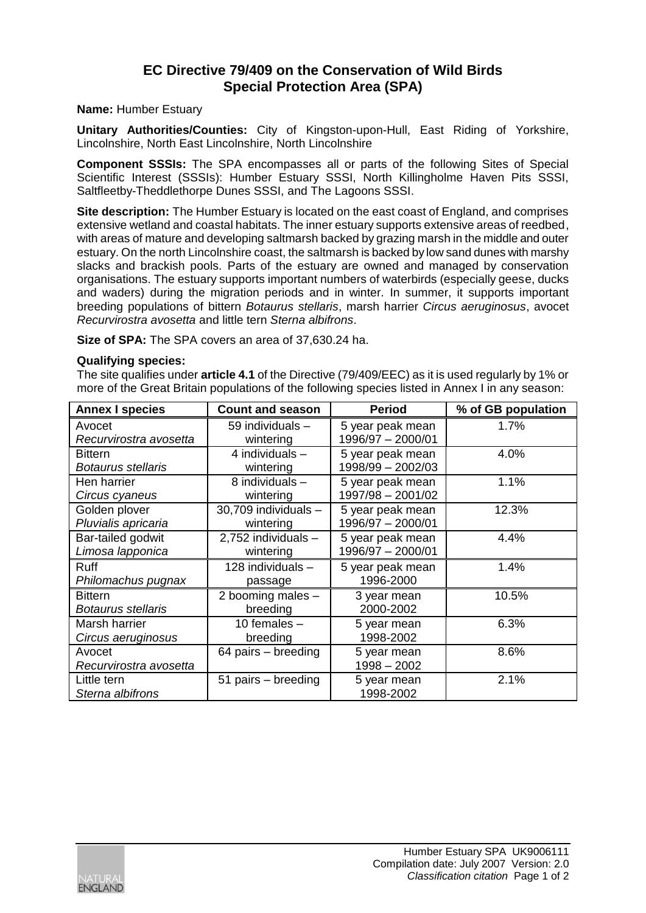# EC Directive 79/409 on the Conservation of Wild Birds
# Special Protection Area (SPA)

**Name:** Humber Estuary

**Unitary Authorities/Counties:** City of Kingston-upon-Hull, East Riding of Yorkshire, Lincolnshire, North East Lincolnshire, North Lincolnshire

**Component SSSIs:** The SPA encompasses all or parts of the following Sites of Special Scientific Interest (SSSIs): Humber Estuary SSSI, North Killingholme Haven Pits SSSI, Saltfleetby-Theddlethorpe Dunes SSSI, and The Lagoons SSSI.

**Site description:** The Humber Estuary is located on the east coast of England, and comprises extensive wetland and coastal habitats. The inner estuary supports extensive areas of reedbed, with areas of mature and developing saltmarsh backed by grazing marsh in the middle and outer estuary. On the north Lincolnshire coast, the saltmarsh is backed by low sand dunes with marshy slacks and brackish pools. Parts of the estuary are owned and managed by conservation organisations. The estuary supports important numbers of waterbirds (especially geese, ducks and waders) during the migration periods and in winter. In summer, it supports important breeding populations of bittern *Botaurus stellaris*, marsh harrier *Circus aeruginosus*, avocet *Recurvirostra avosetta* and little tern *Sterna albifrons*.

**Size of SPA:** The SPA covers an area of 37,630.24 ha.

**Qualifying species:**

The site qualifies under **article 4.1** of the Directive (79/409/EEC) as it is used regularly by 1% or more of the Great Britain populations of the following species listed in Annex I in any season:

| Annex I species | Count and season | Period | % of GB population |
|---|---|---|---|
| Avocet *Recurvirostra avosetta* | 59 individuals – wintering | 5 year peak mean 1996/97 – 2000/01 | 1.7% |
| Bittern *Botaurus stellaris* | 4 individuals – wintering | 5 year peak mean 1998/99 – 2002/03 | 4.0% |
| Hen harrier *Circus cyaneus* | 8 individuals – wintering | 5 year peak mean 1997/98 – 2001/02 | 1.1% |
| Golden plover *Pluvialis apricaria* | 30,709 individuals – wintering | 5 year peak mean 1996/97 – 2000/01 | 12.3% |
| Bar-tailed godwit *Limosa lapponica* | 2,752 individuals – wintering | 5 year peak mean 1996/97 – 2000/01 | 4.4% |
| Ruff *Philomachus pugnax* | 128 individuals – passage | 5 year peak mean 1996-2000 | 1.4% |
| Bittern *Botaurus stellaris* | 2 booming males – breeding | 3 year mean 2000-2002 | 10.5% |
| Marsh harrier *Circus aeruginosus* | 10 females – breeding | 5 year mean 1998-2002 | 6.3% |
| Avocet *Recurvirostra avosetta* | 64 pairs – breeding | 5 year mean 1998 – 2002 | 8.6% |
| Little tern *Sterna albifrons* | 51 pairs – breeding | 5 year mean 1998-2002 | 2.1% |

Humber Estuary SPA UK9006111
Compilation date: July 2007 Version: 2.0
*Classification citation*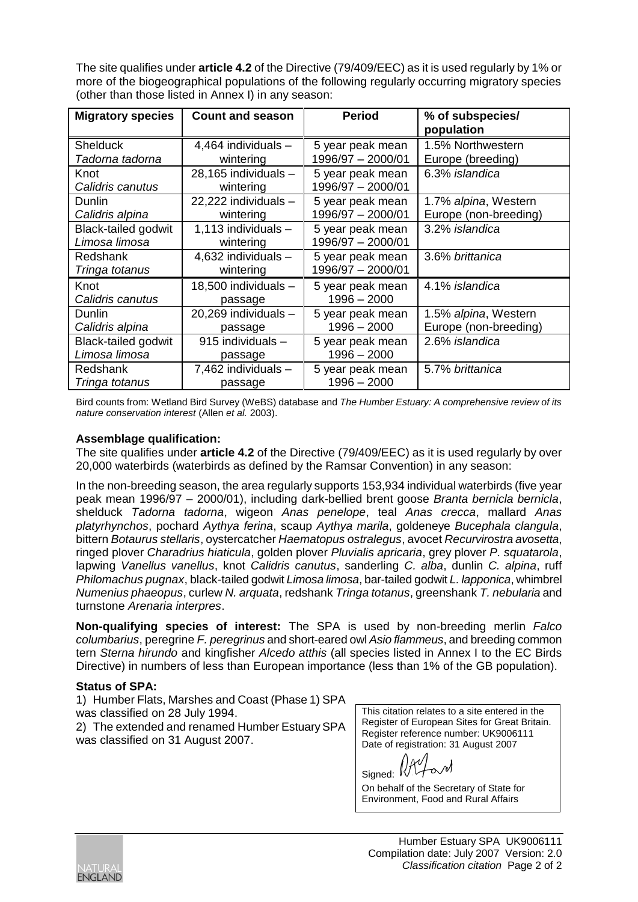The site qualifies under **article 4.2** of the Directive (79/409/EEC) as it is used regularly by 1% or more of the biogeographical populations of the following regularly occurring migratory species (other than those listed in Annex I) in any season:

| Migratory species | Count and season | Period | % of subspecies/ population |
|---|---|---|---|
| Shelduck *Tadorna tadorna* | 4,464 individuals – wintering | 5 year peak mean 1996/97 – 2000/01 | 1.5% Northwestern Europe (breeding) |
| Knot *Calidris canutus* | 28,165 individuals – wintering | 5 year peak mean 1996/97 – 2000/01 | 6.3% *islandica* |
| Dunlin *Calidris alpina* | 22,222 individuals – wintering | 5 year peak mean 1996/97 – 2000/01 | 1.7% *alpina*, Western Europe (non-breeding) |
| Black-tailed godwit *Limosa limosa* | 1,113 individuals – wintering | 5 year peak mean 1996/97 – 2000/01 | 3.2% *islandica* |
| Redshank *Tringa totanus* | 4,632 individuals – wintering | 5 year peak mean 1996/97 – 2000/01 | 3.6% *brittanica* |
| Knot *Calidris canutus* | 18,500 individuals – passage | 5 year peak mean 1996 – 2000 | 4.1% *islandica* |
| Dunlin *Calidris alpina* | 20,269 individuals – passage | 5 year peak mean 1996 – 2000 | 1.5% *alpina*, Western Europe (non-breeding) |
| Black-tailed godwit *Limosa limosa* | 915 individuals – passage | 5 year peak mean 1996 – 2000 | 2.6% *islandica* |
| Redshank *Tringa totanus* | 7,462 individuals – passage | 5 year peak mean 1996 – 2000 | 5.7% *brittanica* |

Bird counts from: Wetland Bird Survey (WeBS) database and *The Humber Estuary: A comprehensive review of its nature conservation interest* (Allen *et al.* 2003).

**Assemblage qualification:**

The site qualifies under **article 4.2** of the Directive (79/409/EEC) as it is used regularly by over 20,000 waterbirds (waterbirds as defined by the Ramsar Convention) in any season:

In the non-breeding season, the area regularly supports 153,934 individual waterbirds (five year peak mean 1996/97 – 2000/01), including dark-bellied brent goose *Branta bernicla bernicla*, shelduck *Tadorna tadorna*, wigeon *Anas penelope*, teal *Anas crecca*, mallard *Anas platyrhynchos*, pochard *Aythya ferina*, scaup *Aythya marila*, goldeneye *Bucephala clangula*, bittern *Botaurus stellaris*, oystercatcher *Haematopus ostralegus*, avocet *Recurvirostra avosetta*, ringed plover *Charadrius hiaticula*, golden plover *Pluvialis apricaria*, grey plover *P. squatarola*, lapwing *Vanellus vanellus*, knot *Calidris canutus*, sanderling *C. alba*, dunlin *C. alpina*, ruff *Philomachus pugnax*, black-tailed godwit *Limosa limosa*, bar-tailed godwit *L. lapponica*, whimbrel *Numenius phaeopus*, curlew *N. arquata*, redshank *Tringa totanus*, greenshank *T. nebularia* and turnstone *Arenaria interpres*.

**Non-qualifying species of interest:** The SPA is used by non-breeding merlin *Falco columbarius*, peregrine *F. peregrinus* and short-eared owl *Asio flammeus*, and breeding common tern *Sterna hirundo* and kingfisher *Alcedo atthis* (all species listed in Annex I to the EC Birds Directive) in numbers of less than European importance (less than 1% of the GB population).

**Status of SPA:**

1) Humber Flats, Marshes and Coast (Phase 1) SPA was classified on 28 July 1994.

2) The extended and renamed Humber Estuary SPA was classified on 31 August 2007.

This citation relates to a site entered in the Register of European Sites for Great Britain.
Register reference number: UK9006111
Date of registration: 31 August 2007

Signed:

On behalf of the Secretary of State for Environment, Food and Rural Affairs